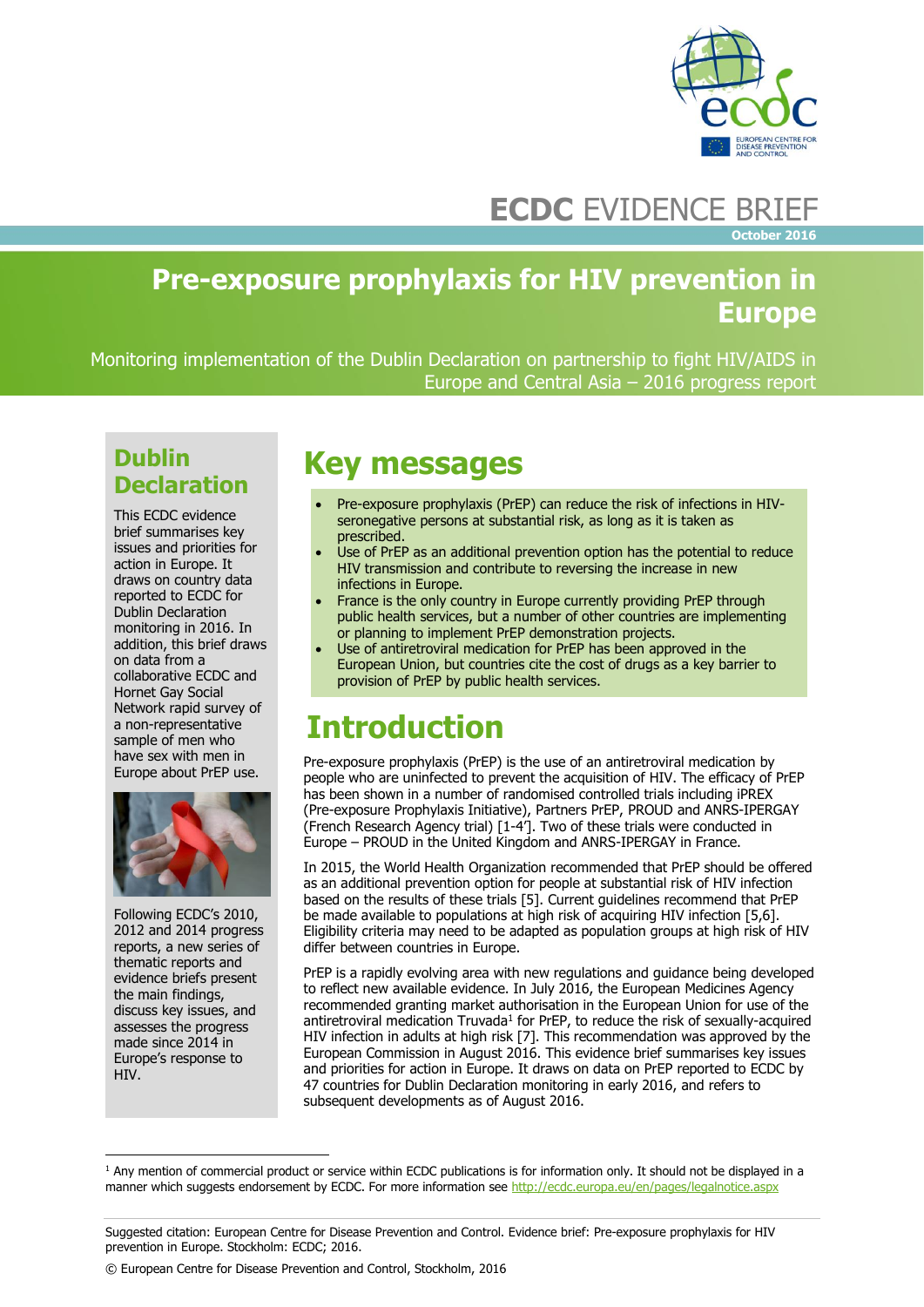# ECDC EVIDENCE BRIEF

October 2016

# Pre-exposure prophylaxis for HIV prevention in Europe

Monitoring implementation of the Dublin Declaration on partnership to fight HIV/AIDS in Europe and Central Asia – 2016 progress report

## Dublin Declaration

This ECDC evidence brief summarises key issues and priorities for action in Europe. It draws on country data reported to ECDC for Dublin Declaration monitoring in 2016. In addition, this brief draws on data from a collaborative ECDC and Hornet Gay Social Network rapid survey of a non-representative sample of men who have sex with men in Europe about PrEP use.

Following ECDC's 2010, 2012 and 2014 progress reports, a new series of thematic reports and evidence briefs present the main findings, discuss key issues, and assesses the progress made since 2014 in Europe's response to HIV.

## Key messages

- Pre-exposure prophylaxis (PrEP) can reduce the risk of infections in HIV-seronegative persons at substantial risk, as long as it is taken as prescribed.
- Use of PrEP as an additional prevention option has the potential to reduce HIV transmission and contribute to reversing the increase in new infections in Europe.
- France is the only country in Europe currently providing PrEP through public health services, but a number of other countries are implementing or planning to implement PrEP demonstration projects.
- Use of antiretroviral medication for PrEP has been approved in the European Union, but countries cite the cost of drugs as a key barrier to provision of PrEP by public health services.

## Introduction

Pre-exposure prophylaxis (PrEP) is the use of an antiretroviral medication by people who are uninfected to prevent the acquisition of HIV. The efficacy of PrEP has been shown in a number of randomised controlled trials including iPREX (Pre-exposure Prophylaxis Initiative), Partners PrEP, PROUD and ANRS-IPERGAY (French Research Agency trial) [1-4]. Two of these trials were conducted in Europe – PROUD in the United Kingdom and ANRS-IPERGAY in France.

In 2015, the World Health Organization recommended that PrEP should be offered as an additional prevention option for people at substantial risk of HIV infection based on the results of these trials [5]. Current guidelines recommend that PrEP be made available to populations at high risk of acquiring HIV infection [5,6]. Eligibility criteria may need to be adapted as population groups at high risk of HIV differ between countries in Europe.

PrEP is a rapidly evolving area with new regulations and guidance being developed to reflect new available evidence. In July 2016, the European Medicines Agency recommended granting market authorisation in the European Union for use of the antiretroviral medication Truvada[1] for PrEP, to reduce the risk of sexually-acquired HIV infection in adults at high risk [7]. This recommendation was approved by the European Commission in August 2016. This evidence brief summarises key issues and priorities for action in Europe. It draws on data on PrEP reported to ECDC by 47 countries for Dublin Declaration monitoring in early 2016, and refers to subsequent developments as of August 2016.

[1] Any mention of commercial product or service within ECDC publications is for information only. It should not be displayed in a manner which suggests endorsement by ECDC. For more information see http://ecdc.europa.eu/en/pages/legalnotice.aspx

Suggested citation: European Centre for Disease Prevention and Control. Evidence brief: Pre-exposure prophylaxis for HIV prevention in Europe. Stockholm: ECDC; 2016.

© European Centre for Disease Prevention and Control, Stockholm, 2016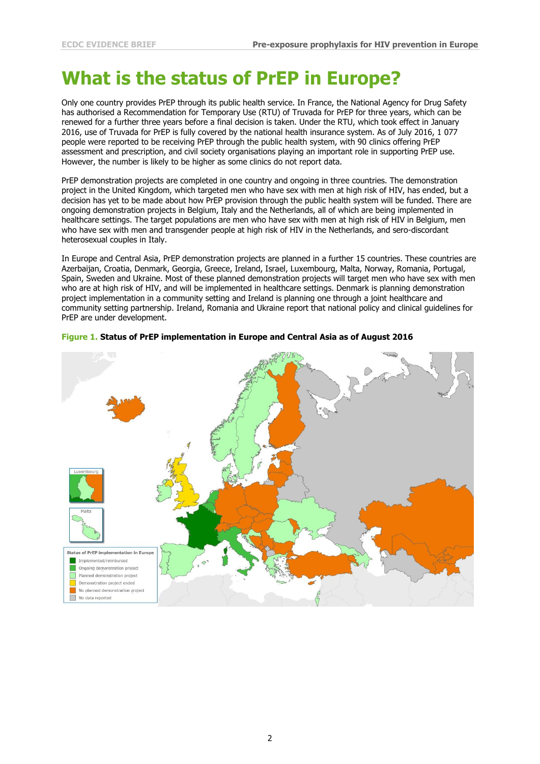# What is the status of PrEP in Europe?

Only one country provides PrEP through its public health service. In France, the National Agency for Drug Safety has authorised a Recommendation for Temporary Use (RTU) of Truvada for PrEP for three years, which can be renewed for a further three years before a final decision is taken. Under the RTU, which took effect in January 2016, use of Truvada for PrEP is fully covered by the national health insurance system. As of July 2016, 1 077 people were reported to be receiving PrEP through the public health system, with 90 clinics offering PrEP assessment and prescription, and civil society organisations playing an important role in supporting PrEP use. However, the number is likely to be higher as some clinics do not report data.

PrEP demonstration projects are completed in one country and ongoing in three countries. The demonstration project in the United Kingdom, which targeted men who have sex with men at high risk of HIV, has ended, but a decision has yet to be made about how PrEP provision through the public health system will be funded. There are ongoing demonstration projects in Belgium, Italy and the Netherlands, all of which are being implemented in healthcare settings. The target populations are men who have sex with men at high risk of HIV in Belgium, men who have sex with men and transgender people at high risk of HIV in the Netherlands, and sero-discordant heterosexual couples in Italy.

In Europe and Central Asia, PrEP demonstration projects are planned in a further 15 countries. These countries are Azerbaijan, Croatia, Denmark, Georgia, Greece, Ireland, Israel, Luxembourg, Malta, Norway, Romania, Portugal, Spain, Sweden and Ukraine. Most of these planned demonstration projects will target men who have sex with men who are at high risk of HIV, and will be implemented in healthcare settings. Denmark is planning demonstration project implementation in a community setting and Ireland is planning one through a joint healthcare and community setting partnership. Ireland, Romania and Ukraine report that national policy and clinical guidelines for PrEP are under development.

**Figure 1. Status of PrEP implementation in Europe and Central Asia as of August 2016**

Luxembourg

Malta

Status of PrEP implementation in Europe
- Implemented/reimbursed
- Ongoing demonstration project
- Planned demonstration project
- Demonstration project ended
- No planned demonstration project
- No data reported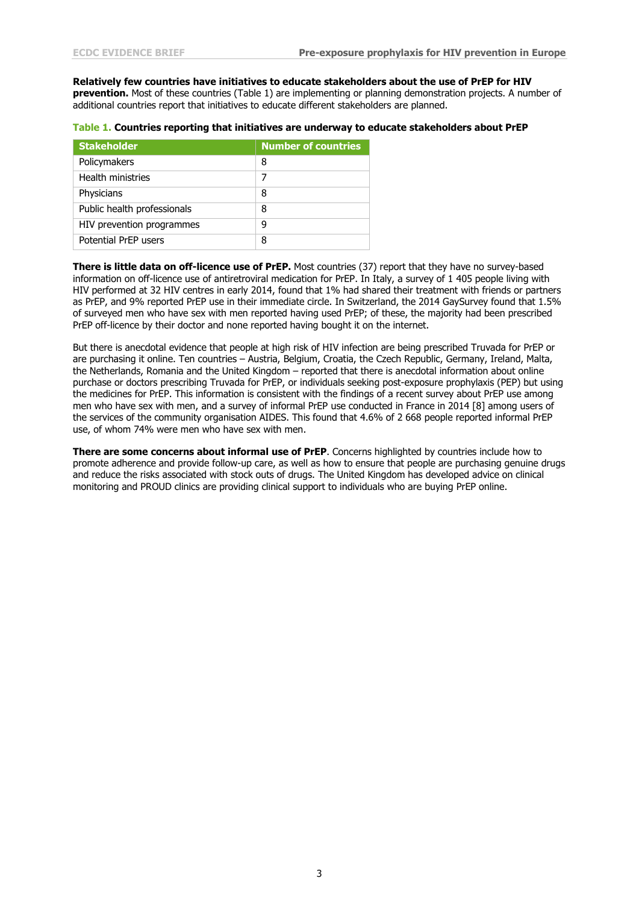**Relatively few countries have initiatives to educate stakeholders about the use of PrEP for HIV prevention.** Most of these countries (Table 1) are implementing or planning demonstration projects. A number of additional countries report that initiatives to educate different stakeholders are planned.

**Table 1. Countries reporting that initiatives are underway to educate stakeholders about PrEP**

| Stakeholder | Number of countries |
| --- | --- |
| Policymakers | 8 |
| Health ministries | 7 |
| Physicians | 8 |
| Public health professionals | 8 |
| HIV prevention programmes | 9 |
| Potential PrEP users | 8 |

**There is little data on off-licence use of PrEP.** Most countries (37) report that they have no survey-based information on off-licence use of antiretroviral medication for PrEP. In Italy, a survey of 1 405 people living with HIV performed at 32 HIV centres in early 2014, found that 1% had shared their treatment with friends or partners as PrEP, and 9% reported PrEP use in their immediate circle. In Switzerland, the 2014 GaySurvey found that 1.5% of surveyed men who have sex with men reported having used PrEP; of these, the majority had been prescribed PrEP off-licence by their doctor and none reported having bought it on the internet.

But there is anecdotal evidence that people at high risk of HIV infection are being prescribed Truvada for PrEP or are purchasing it online. Ten countries – Austria, Belgium, Croatia, the Czech Republic, Germany, Ireland, Malta, the Netherlands, Romania and the United Kingdom – reported that there is anecdotal information about online purchase or doctors prescribing Truvada for PrEP, or individuals seeking post-exposure prophylaxis (PEP) but using the medicines for PrEP. This information is consistent with the findings of a recent survey about PrEP use among men who have sex with men, and a survey of informal PrEP use conducted in France in 2014 [8] among users of the services of the community organisation AIDES. This found that 4.6% of 2 668 people reported informal PrEP use, of whom 74% were men who have sex with men.

**There are some concerns about informal use of PrEP**. Concerns highlighted by countries include how to promote adherence and provide follow-up care, as well as how to ensure that people are purchasing genuine drugs and reduce the risks associated with stock outs of drugs. The United Kingdom has developed advice on clinical monitoring and PROUD clinics are providing clinical support to individuals who are buying PrEP online.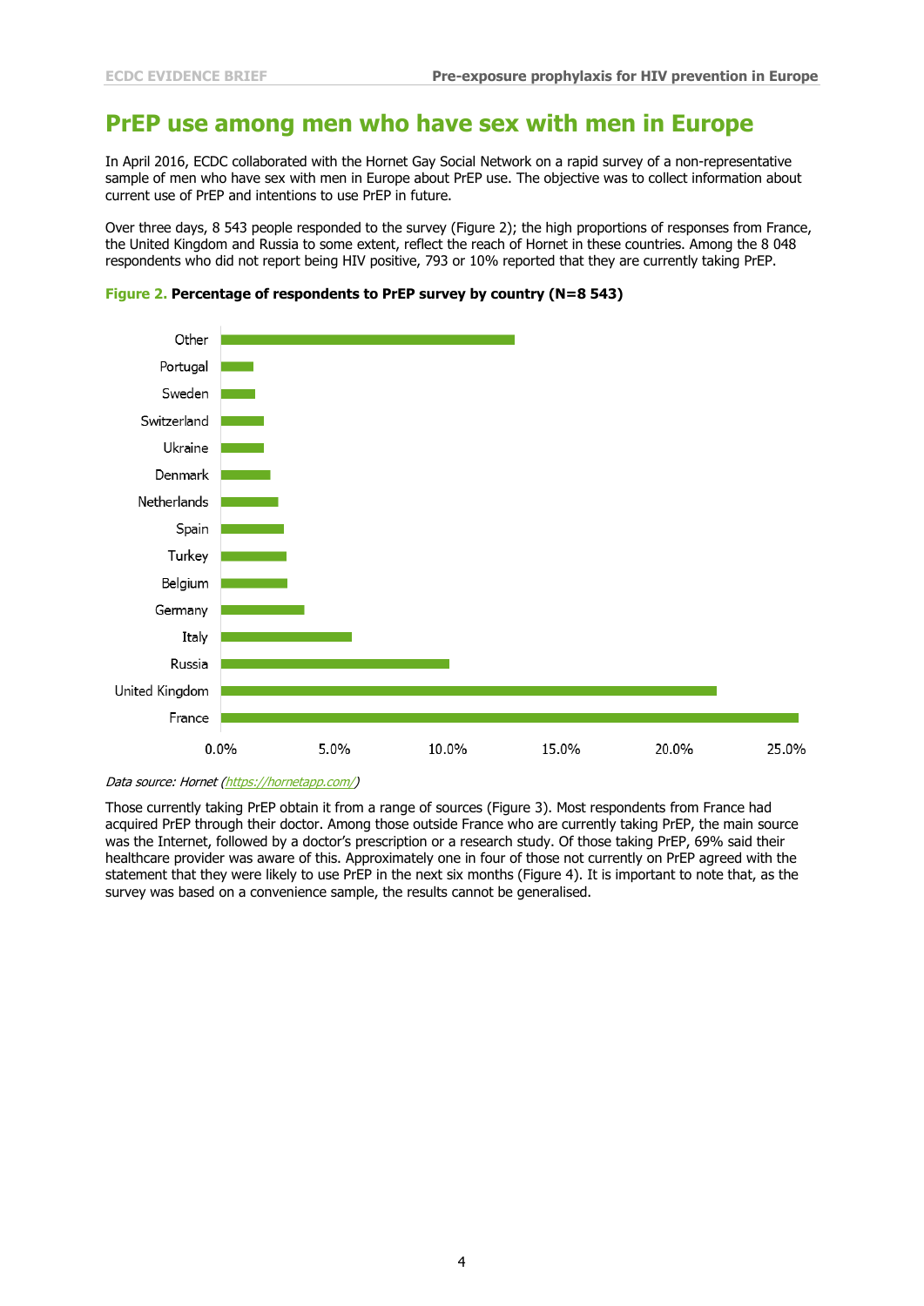## PrEP use among men who have sex with men in Europe

In April 2016, ECDC collaborated with the Hornet Gay Social Network on a rapid survey of a non-representative sample of men who have sex with men in Europe about PrEP use. The objective was to collect information about current use of PrEP and intentions to use PrEP in future.

Over three days, 8 543 people responded to the survey (Figure 2); the high proportions of responses from France, the United Kingdom and Russia to some extent, reflect the reach of Hornet in these countries. Among the 8 048 respondents who did not report being HIV positive, 793 or 10% reported that they are currently taking PrEP.

**Figure 2. Percentage of respondents to PrEP survey by country (N=8 543)**

*Data source: Hornet (https://hornetapp.com/)*

Those currently taking PrEP obtain it from a range of sources (Figure 3). Most respondents from France had acquired PrEP through their doctor. Among those outside France who are currently taking PrEP, the main source was the Internet, followed by a doctor's prescription or a research study. Of those taking PrEP, 69% said their healthcare provider was aware of this. Approximately one in four of those not currently on PrEP agreed with the statement that they were likely to use PrEP in the next six months (Figure 4). It is important to note that, as the survey was based on a convenience sample, the results cannot be generalised.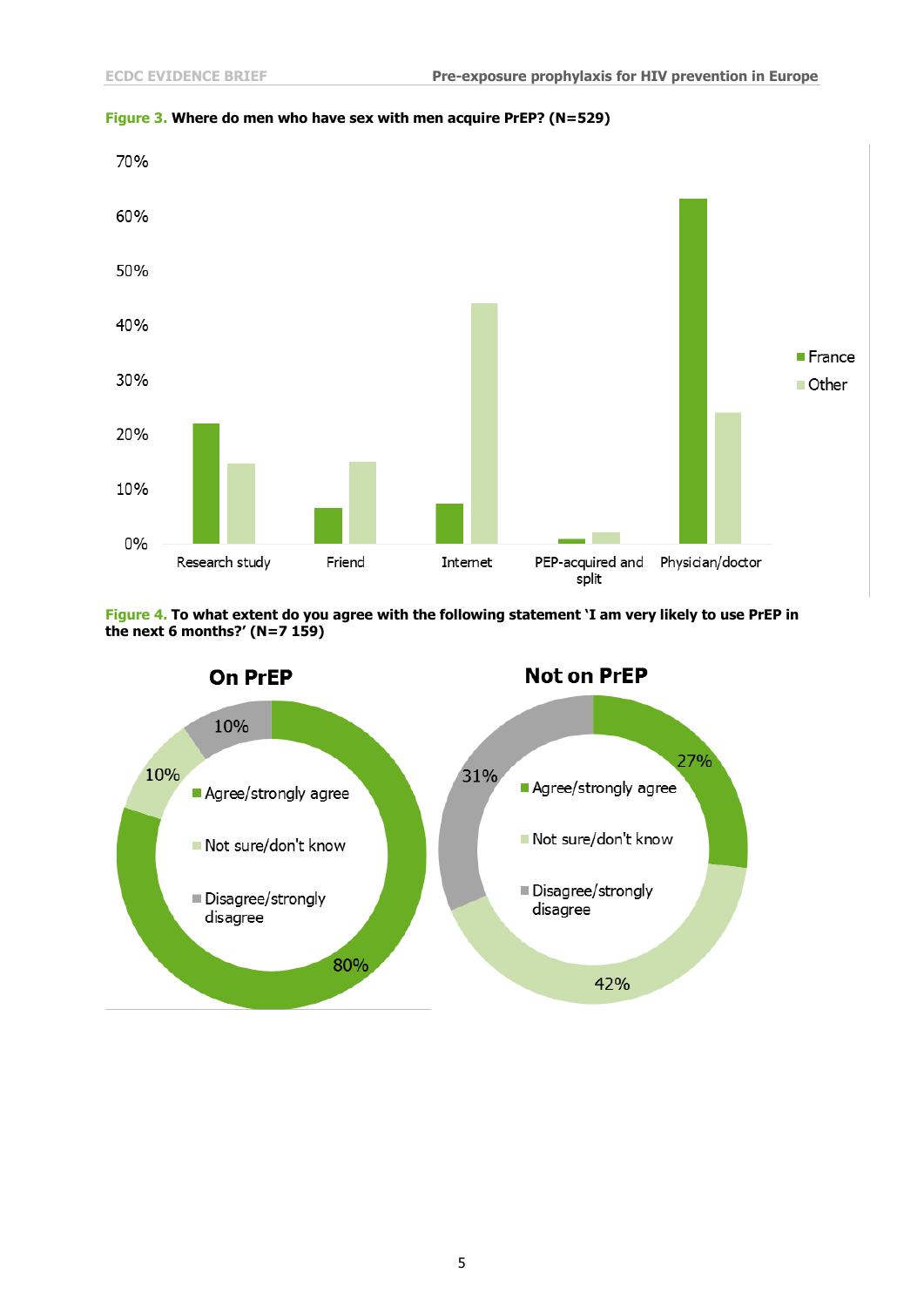**Figure 3.** Where do men who have sex with men acquire PrEP? (N=529)

**Figure 4.** To what extent do you agree with the following statement 'I am very likely to use PrEP in the next 6 months?' (N=7 159)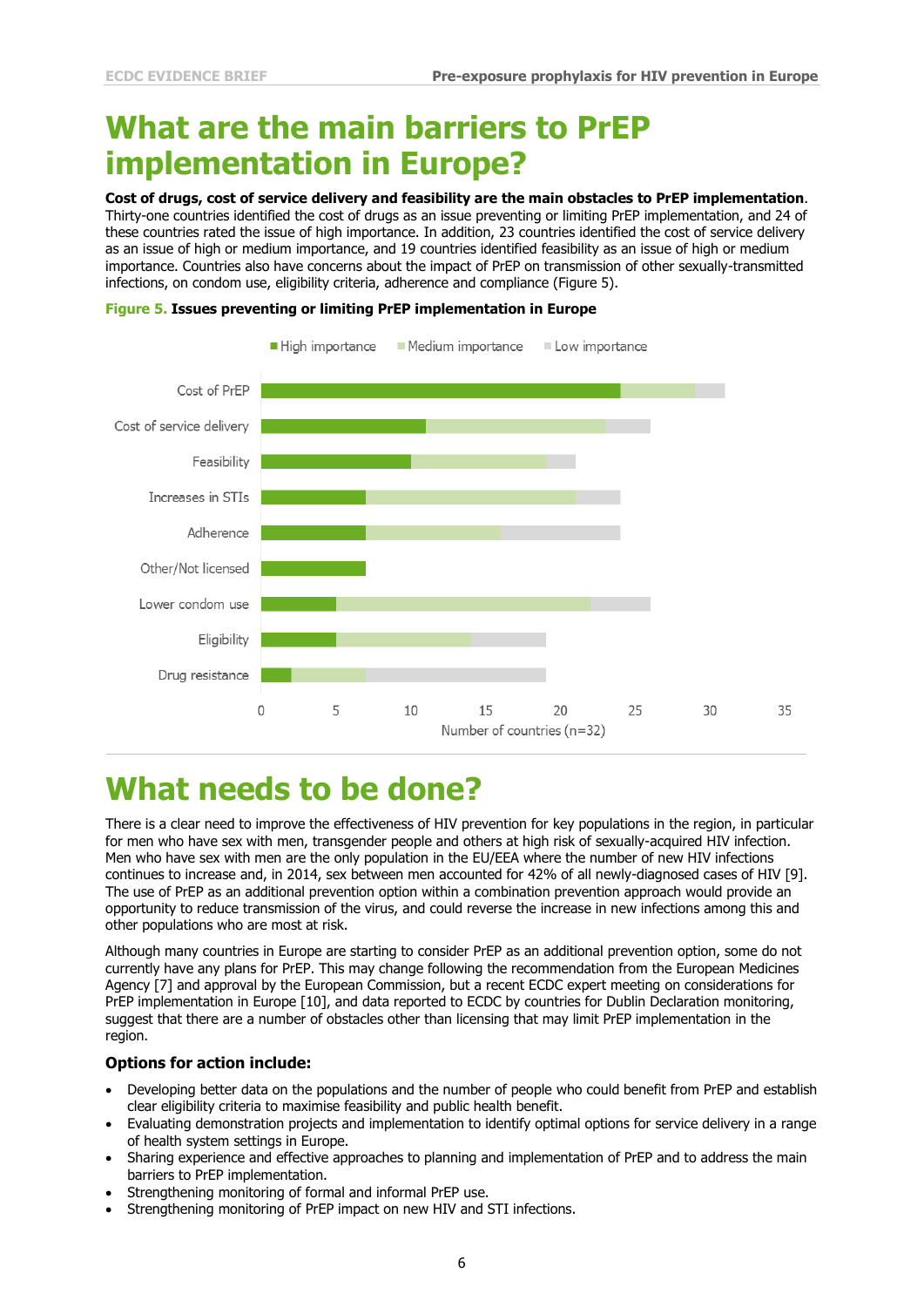# What are the main barriers to PrEP implementation in Europe?

**Cost of drugs, cost of service delivery and feasibility are the main obstacles to PrEP implementation**. Thirty-one countries identified the cost of drugs as an issue preventing or limiting PrEP implementation, and 24 of these countries rated the issue of high importance. In addition, 23 countries identified the cost of service delivery as an issue of high or medium importance, and 19 countries identified feasibility as an issue of high or medium importance. Countries also have concerns about the impact of PrEP on transmission of other sexually-transmitted infections, on condom use, eligibility criteria, adherence and compliance (Figure 5).

**Figure 5. Issues preventing or limiting PrEP implementation in Europe**

# What needs to be done?

There is a clear need to improve the effectiveness of HIV prevention for key populations in the region, in particular for men who have sex with men, transgender people and others at high risk of sexually-acquired HIV infection. Men who have sex with men are the only population in the EU/EEA where the number of new HIV infections continues to increase and, in 2014, sex between men accounted for 42% of all newly-diagnosed cases of HIV [9]. The use of PrEP as an additional prevention option within a combination prevention approach would provide an opportunity to reduce transmission of the virus, and could reverse the increase in new infections among this and other populations who are most at risk.

Although many countries in Europe are starting to consider PrEP as an additional prevention option, some do not currently have any plans for PrEP. This may change following the recommendation from the European Medicines Agency [7] and approval by the European Commission, but a recent ECDC expert meeting on considerations for PrEP implementation in Europe [10], and data reported to ECDC by countries for Dublin Declaration monitoring, suggest that there are a number of obstacles other than licensing that may limit PrEP implementation in the region.

### Options for action include:

- Developing better data on the populations and the number of people who could benefit from PrEP and establish clear eligibility criteria to maximise feasibility and public health benefit.
- Evaluating demonstration projects and implementation to identify optimal options for service delivery in a range of health system settings in Europe.
- Sharing experience and effective approaches to planning and implementation of PrEP and to address the main barriers to PrEP implementation.
- Strengthening monitoring of formal and informal PrEP use.
- Strengthening monitoring of PrEP impact on new HIV and STI infections.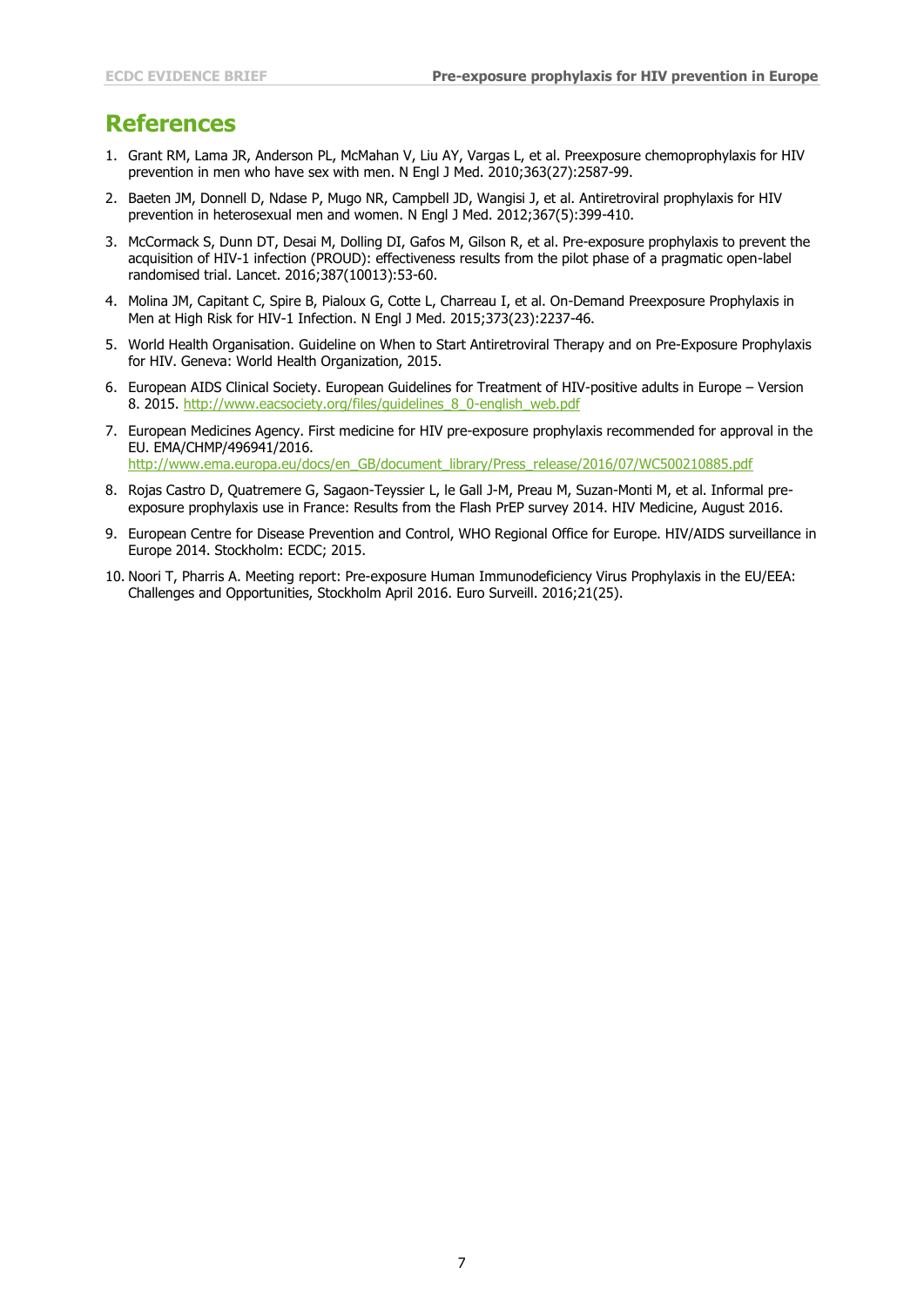# References

1. Grant RM, Lama JR, Anderson PL, McMahan V, Liu AY, Vargas L, et al. Preexposure chemoprophylaxis for HIV prevention in men who have sex with men. N Engl J Med. 2010;363(27):2587-99.
2. Baeten JM, Donnell D, Ndase P, Mugo NR, Campbell JD, Wangisi J, et al. Antiretroviral prophylaxis for HIV prevention in heterosexual men and women. N Engl J Med. 2012;367(5):399-410.
3. McCormack S, Dunn DT, Desai M, Dolling DI, Gafos M, Gilson R, et al. Pre-exposure prophylaxis to prevent the acquisition of HIV-1 infection (PROUD): effectiveness results from the pilot phase of a pragmatic open-label randomised trial. Lancet. 2016;387(10013):53-60.
4. Molina JM, Capitant C, Spire B, Pialoux G, Cotte L, Charreau I, et al. On-Demand Preexposure Prophylaxis in Men at High Risk for HIV-1 Infection. N Engl J Med. 2015;373(23):2237-46.
5. World Health Organisation. Guideline on When to Start Antiretroviral Therapy and on Pre-Exposure Prophylaxis for HIV. Geneva: World Health Organization, 2015.
6. European AIDS Clinical Society. European Guidelines for Treatment of HIV-positive adults in Europe – Version 8. 2015. http://www.eacsociety.org/files/guidelines_8_0-english_web.pdf
7. European Medicines Agency. First medicine for HIV pre-exposure prophylaxis recommended for approval in the EU. EMA/CHMP/496941/2016. http://www.ema.europa.eu/docs/en_GB/document_library/Press_release/2016/07/WC500210885.pdf
8. Rojas Castro D, Quatremere G, Sagaon-Teyssier L, le Gall J-M, Preau M, Suzan-Monti M, et al. Informal pre-exposure prophylaxis use in France: Results from the Flash PrEP survey 2014. HIV Medicine, August 2016.
9. European Centre for Disease Prevention and Control, WHO Regional Office for Europe. HIV/AIDS surveillance in Europe 2014. Stockholm: ECDC; 2015.
10. Noori T, Pharris A. Meeting report: Pre-exposure Human Immunodeficiency Virus Prophylaxis in the EU/EEA: Challenges and Opportunities, Stockholm April 2016. Euro Surveill. 2016;21(25).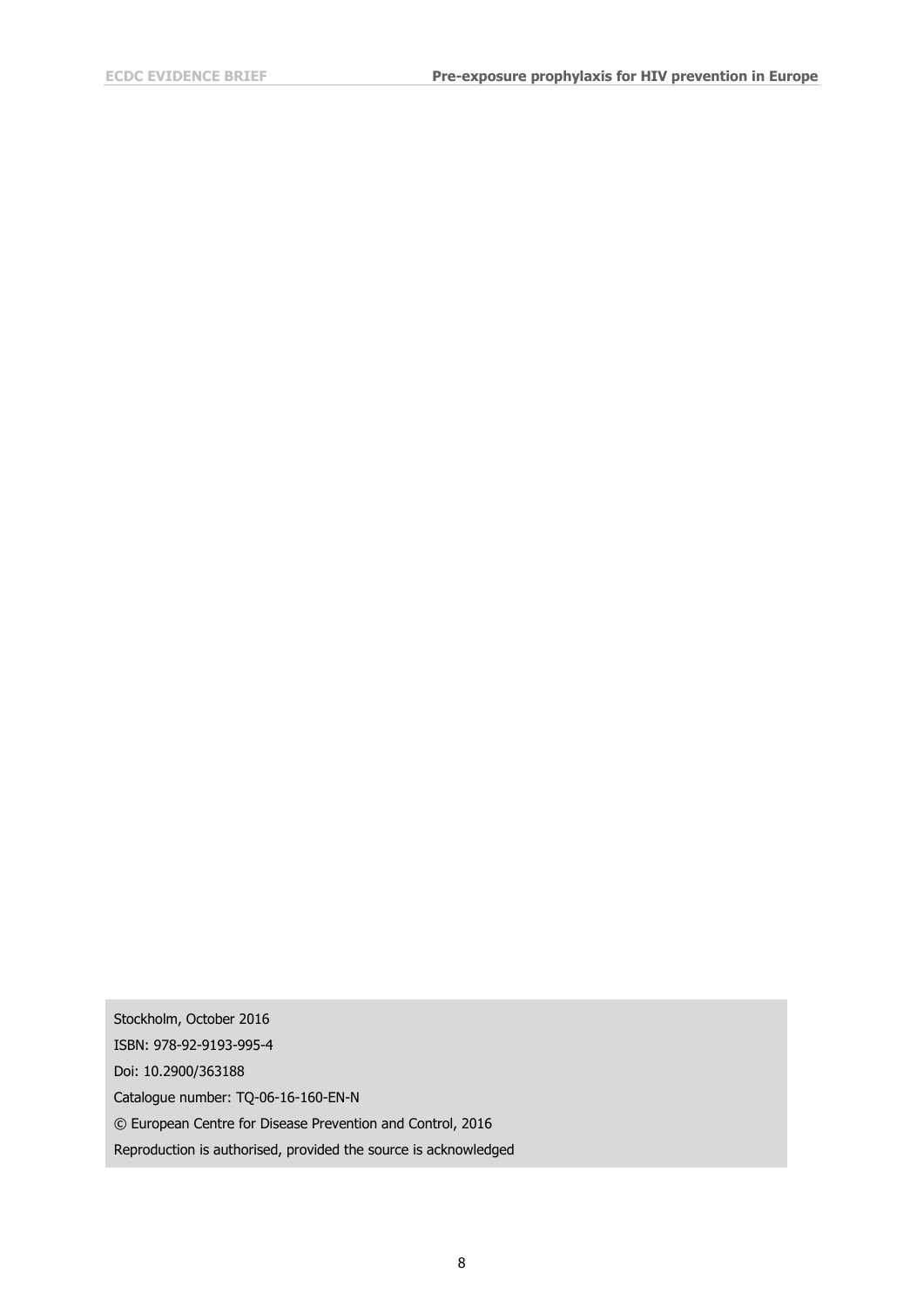Stockholm, October 2016

ISBN: 978-92-9193-995-4

Doi: 10.2900/363188

Catalogue number: TQ-06-16-160-EN-N

© European Centre for Disease Prevention and Control, 2016

Reproduction is authorised, provided the source is acknowledged